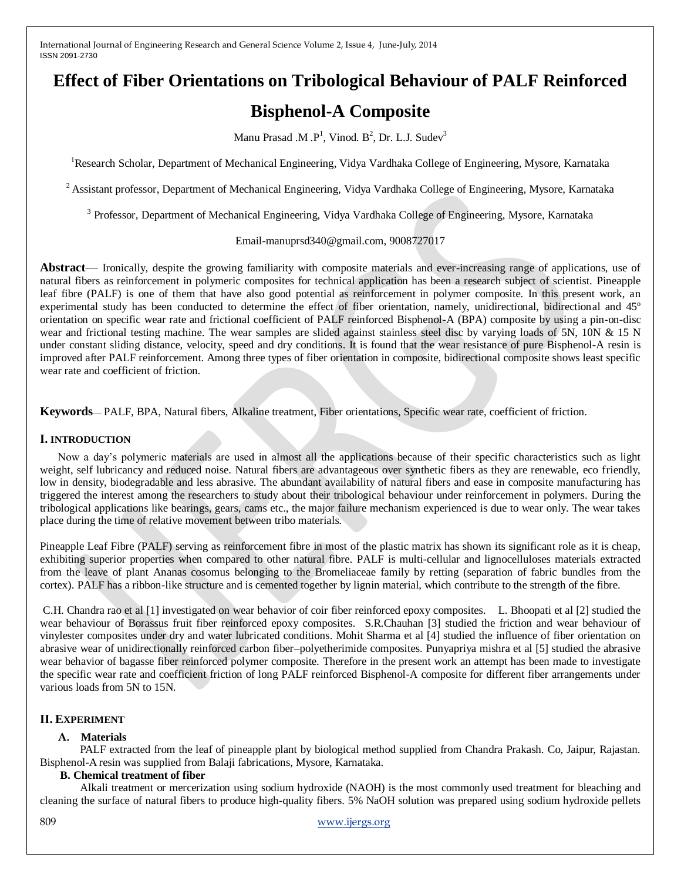# Effect of Fiber Orientations on Tribological Behaviour of PALF Reinforced Bisphenol-A Composite

Manu Prasad .M .P[1], Vinod. B[2], Dr. L.J. Sudev[3]

[1]Research Scholar, Department of Mechanical Engineering, Vidya Vardhaka College of Engineering, Mysore, Karnataka

[2] Assistant professor, Department of Mechanical Engineering, Vidya Vardhaka College of Engineering, Mysore, Karnataka

[3] Professor, Department of Mechanical Engineering, Vidya Vardhaka College of Engineering, Mysore, Karnataka

Email-manuprsd340@gmail.com, 9008727017

**Abstract**— Ironically, despite the growing familiarity with composite materials and ever-increasing range of applications, use of natural fibers as reinforcement in polymeric composites for technical application has been a research subject of scientist. Pineapple leaf fibre (PALF) is one of them that have also good potential as reinforcement in polymer composite. In this present work, an experimental study has been conducted to determine the effect of fiber orientation, namely, unidirectional, bidirectional and 45º orientation on specific wear rate and frictional coefficient of PALF reinforced Bisphenol-A (BPA) composite by using a pin-on-disc wear and frictional testing machine. The wear samples are slided against stainless steel disc by varying loads of 5N, 10N & 15 N under constant sliding distance, velocity, speed and dry conditions. It is found that the wear resistance of pure Bisphenol-A resin is improved after PALF reinforcement. Among three types of fiber orientation in composite, bidirectional composite shows least specific wear rate and coefficient of friction.

**Keywords**— PALF, BPA, Natural fibers, Alkaline treatment, Fiber orientations, Specific wear rate, coefficient of friction.

## I. INTRODUCTION

Now a day's polymeric materials are used in almost all the applications because of their specific characteristics such as light weight, self lubricancy and reduced noise. Natural fibers are advantageous over synthetic fibers as they are renewable, eco friendly, low in density, biodegradable and less abrasive. The abundant availability of natural fibers and ease in composite manufacturing has triggered the interest among the researchers to study about their tribological behaviour under reinforcement in polymers. During the tribological applications like bearings, gears, cams etc., the major failure mechanism experienced is due to wear only. The wear takes place during the time of relative movement between tribo materials.

Pineapple Leaf Fibre (PALF) serving as reinforcement fibre in most of the plastic matrix has shown its significant role as it is cheap, exhibiting superior properties when compared to other natural fibre. PALF is multi-cellular and lignocelluloses materials extracted from the leave of plant Ananas cosomus belonging to the Bromeliaceae family by retting (separation of fabric bundles from the cortex). PALF has a ribbon-like structure and is cemented together by lignin material, which contribute to the strength of the fibre.

C.H. Chandra rao et al [1] investigated on wear behavior of coir fiber reinforced epoxy composites. L. Bhoopati et al [2] studied the wear behaviour of Borassus fruit fiber reinforced epoxy composites. S.R.Chauhan [3] studied the friction and wear behaviour of vinylester composites under dry and water lubricated conditions. Mohit Sharma et al [4] studied the influence of fiber orientation on abrasive wear of unidirectionally reinforced carbon fiber–polyetherimide composites. Punyapriya mishra et al [5] studied the abrasive wear behavior of bagasse fiber reinforced polymer composite. Therefore in the present work an attempt has been made to investigate the specific wear rate and coefficient friction of long PALF reinforced Bisphenol-A composite for different fiber arrangements under various loads from 5N to 15N.

## II. EXPERIMENT

### A. Materials

PALF extracted from the leaf of pineapple plant by biological method supplied from Chandra Prakash. Co, Jaipur, Rajastan. Bisphenol-A resin was supplied from Balaji fabrications, Mysore, Karnataka.

### B. Chemical treatment of fiber

Alkali treatment or mercerization using sodium hydroxide (NAOH) is the most commonly used treatment for bleaching and cleaning the surface of natural fibers to produce high-quality fibers. 5% NaOH solution was prepared using sodium hydroxide pellets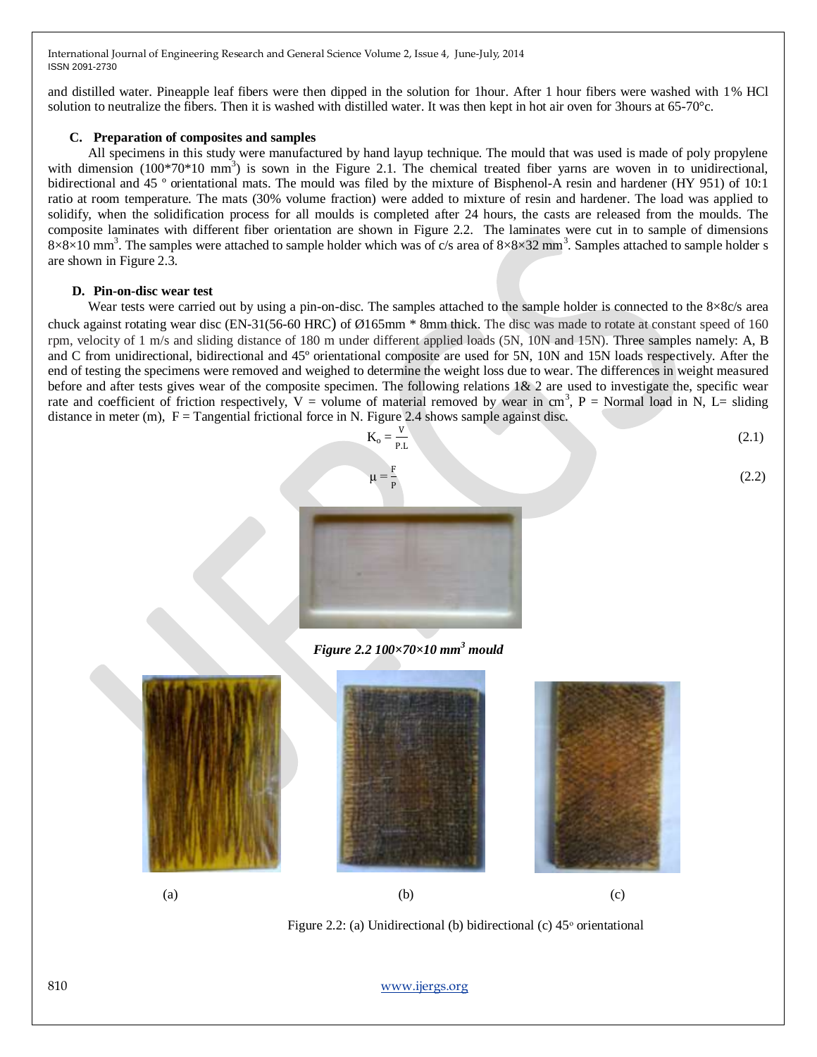and distilled water. Pineapple leaf fibers were then dipped in the solution for 1hour. After 1 hour fibers were washed with 1% HCl solution to neutralize the fibers. Then it is washed with distilled water. It was then kept in hot air oven for 3hours at 65-70°c.

### C. Preparation of composites and samples

All specimens in this study were manufactured by hand layup technique. The mould that was used is made of poly propylene with dimension (100*70*10 $mm^3$) is sown in the Figure 2.1. The chemical treated fiber yarns are woven in to unidirectional, bidirectional and 45 º orientational mats. The mould was filed by the mixture of Bisphenol-A resin and hardener (HY 951) of 10:1 ratio at room temperature. The mats (30% volume fraction) were added to mixture of resin and hardener. The load was applied to solidify, when the solidification process for all moulds is completed after 24 hours, the casts are released from the moulds. The composite laminates with different fiber orientation are shown in Figure 2.2. The laminates were cut in to sample of dimensions 8×8×10 $mm^3$. The samples were attached to sample holder which was of c/s area of 8×8×32 $mm^3$. Samples attached to sample holder s are shown in Figure 2.3.

### D. Pin-on-disc wear test

Wear tests were carried out by using a pin-on-disc. The samples attached to the sample holder is connected to the 8×8c/s area chuck against rotating wear disc (EN-31(56-60 HRC) of Ø165mm * 8mm thick. The disc was made to rotate at constant speed of 160 rpm, velocity of 1 m/s and sliding distance of 180 m under different applied loads (5N, 10N and 15N). Three samples namely: A, B and C from unidirectional, bidirectional and 45º orientational composite are used for 5N, 10N and 15N loads respectively. After the end of testing the specimens were removed and weighed to determine the weight loss due to wear. The differences in weight measured before and after tests gives wear of the composite specimen. The following relations 1& 2 are used to investigate the, specific wear rate and coefficient of friction respectively, V = volume of material removed by wear in $cm^3$, P = Normal load in N, L= sliding distance in meter (m), F = Tangential frictional force in N. Figure 2.4 shows sample against disc.

$$K_o = \frac{V}{P.L} \tag{2.1}$$

$$\mu = \frac{F}{P} \tag{2.2}$$

***Figure 2.2 100×70×10 $mm^3$ mould***

(a) (b) (c)

Figure 2.2: (a) Unidirectional (b) bidirectional (c) 45º orientational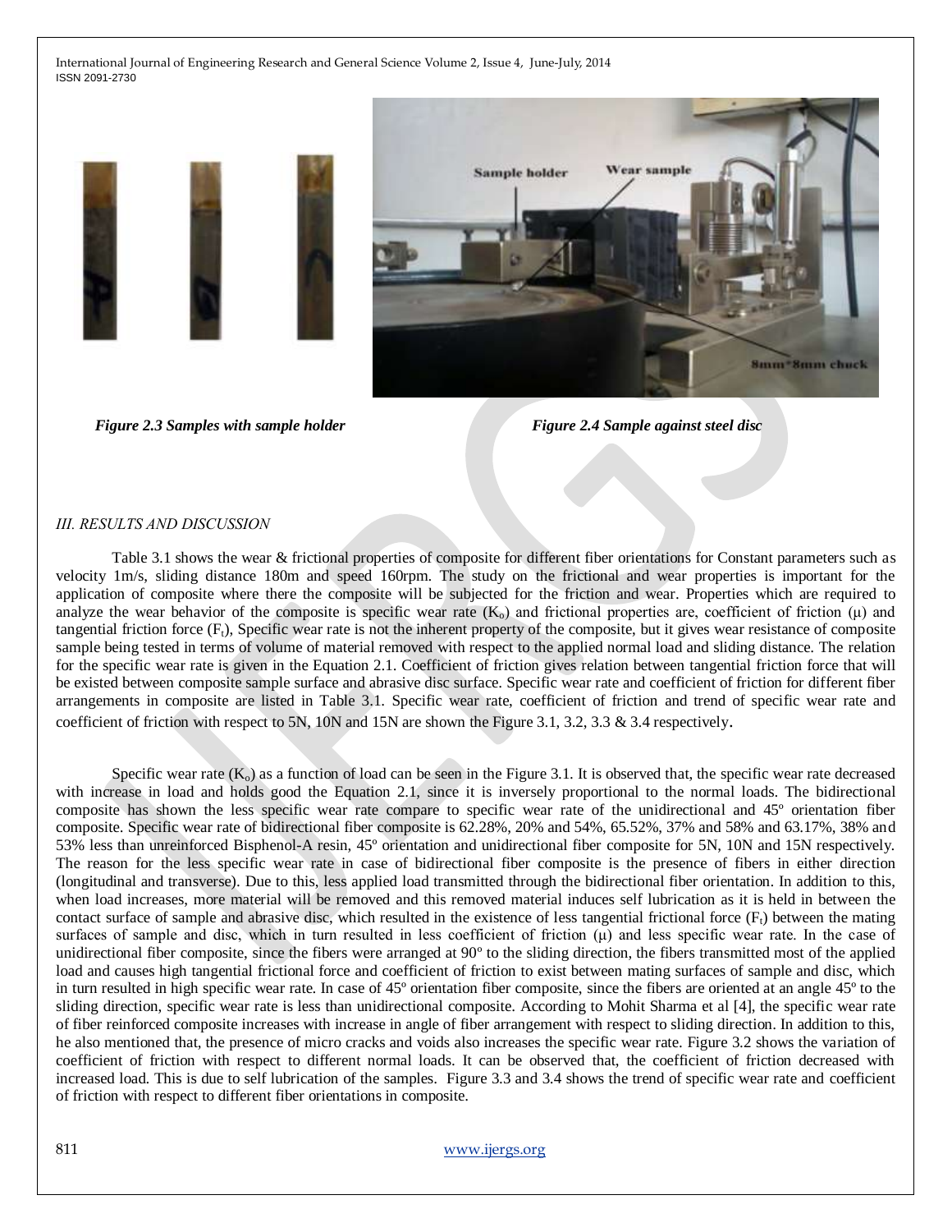*Figure 2.3 Samples with sample holder*

*Figure 2.4 Sample against steel disc*

## *III. RESULTS AND DISCUSSION*

Table 3.1 shows the wear & frictional properties of composite for different fiber orientations for Constant parameters such as velocity 1m/s, sliding distance 180m and speed 160rpm. The study on the frictional and wear properties is important for the application of composite where there the composite will be subjected for the friction and wear. Properties which are required to analyze the wear behavior of the composite is specific wear rate ($K_o$) and frictional properties are, coefficient of friction (μ) and tangential friction force ($F_t$), Specific wear rate is not the inherent property of the composite, but it gives wear resistance of composite sample being tested in terms of volume of material removed with respect to the applied normal load and sliding distance. The relation for the specific wear rate is given in the Equation 2.1. Coefficient of friction gives relation between tangential friction force that will be existed between composite sample surface and abrasive disc surface. Specific wear rate and coefficient of friction for different fiber arrangements in composite are listed in Table 3.1. Specific wear rate, coefficient of friction and trend of specific wear rate and coefficient of friction with respect to 5N, 10N and 15N are shown the Figure 3.1, 3.2, 3.3 & 3.4 respectively.

Specific wear rate ($K_o$) as a function of load can be seen in the Figure 3.1. It is observed that, the specific wear rate decreased with increase in load and holds good the Equation 2.1, since it is inversely proportional to the normal loads. The bidirectional composite has shown the less specific wear rate compare to specific wear rate of the unidirectional and 45º orientation fiber composite. Specific wear rate of bidirectional fiber composite is 62.28%, 20% and 54%, 65.52%, 37% and 58% and 63.17%, 38% and 53% less than unreinforced Bisphenol-A resin, 45º orientation and unidirectional fiber composite for 5N, 10N and 15N respectively. The reason for the less specific wear rate in case of bidirectional fiber composite is the presence of fibers in either direction (longitudinal and transverse). Due to this, less applied load transmitted through the bidirectional fiber orientation. In addition to this, when load increases, more material will be removed and this removed material induces self lubrication as it is held in between the contact surface of sample and abrasive disc, which resulted in the existence of less tangential frictional force ($F_t$) between the mating surfaces of sample and disc, which in turn resulted in less coefficient of friction (μ) and less specific wear rate. In the case of unidirectional fiber composite, since the fibers were arranged at 90º to the sliding direction, the fibers transmitted most of the applied load and causes high tangential frictional force and coefficient of friction to exist between mating surfaces of sample and disc, which in turn resulted in high specific wear rate. In case of 45º orientation fiber composite, since the fibers are oriented at an angle 45º to the sliding direction, specific wear rate is less than unidirectional composite. According to Mohit Sharma et al [4], the specific wear rate of fiber reinforced composite increases with increase in angle of fiber arrangement with respect to sliding direction. In addition to this, he also mentioned that, the presence of micro cracks and voids also increases the specific wear rate. Figure 3.2 shows the variation of coefficient of friction with respect to different normal loads. It can be observed that, the coefficient of friction decreased with increased load. This is due to self lubrication of the samples. Figure 3.3 and 3.4 shows the trend of specific wear rate and coefficient of friction with respect to different fiber orientations in composite.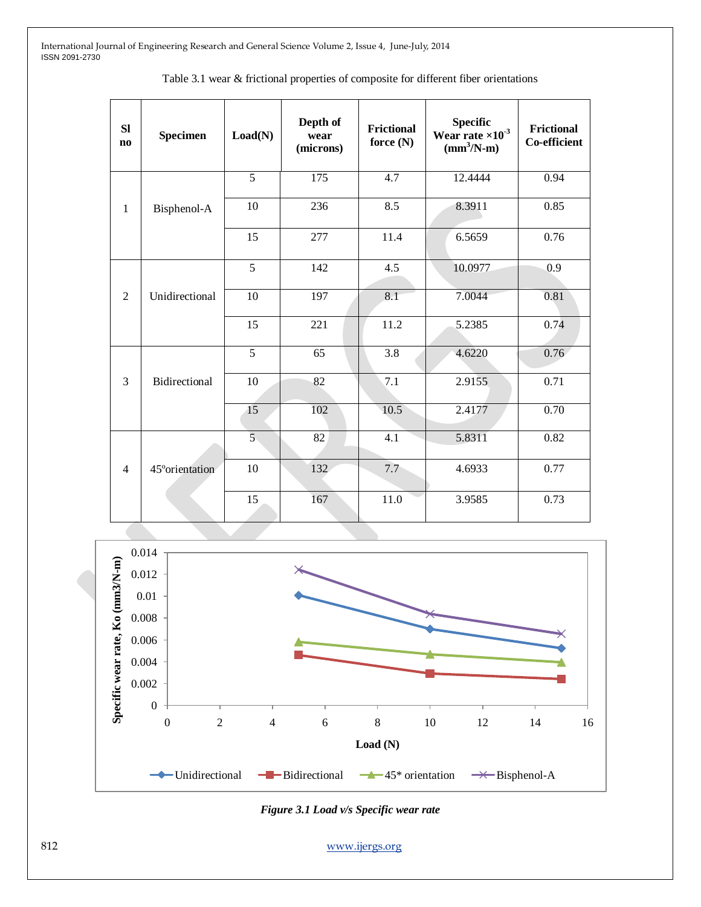Table 3.1 wear & frictional properties of composite for different fiber orientations

| Sl no | Specimen | Load(N) | Depth of wear (microns) | Frictional force (N) | Specific Wear rate $\times 10^{-3}$ ($mm^3$/N-m) | Frictional Co-efficient |
|---|---|---|---|---|---|---|
| 1 | Bisphenol-A | 5 | 175 | 4.7 | 12.4444 | 0.94 |
| | | 10 | 236 | 8.5 | 8.3911 | 0.85 |
| | | 15 | 277 | 11.4 | 6.5659 | 0.76 |
| 2 | Unidirectional | 5 | 142 | 4.5 | 10.0977 | 0.9 |
| | | 10 | 197 | 8.1 | 7.0044 | 0.81 |
| | | 15 | 221 | 11.2 | 5.2385 | 0.74 |
| 3 | Bidirectional | 5 | 65 | 3.8 | 4.6220 | 0.76 |
| | | 10 | 82 | 7.1 | 2.9155 | 0.71 |
| | | 15 | 102 | 10.5 | 2.4177 | 0.70 |
| 4 | 45°orientation | 5 | 82 | 4.1 | 5.8311 | 0.82 |
| | | 10 | 132 | 7.7 | 4.6933 | 0.77 |
| | | 15 | 167 | 11.0 | 3.9585 | 0.73 |

*Figure 3.1 Load v/s Specific wear rate*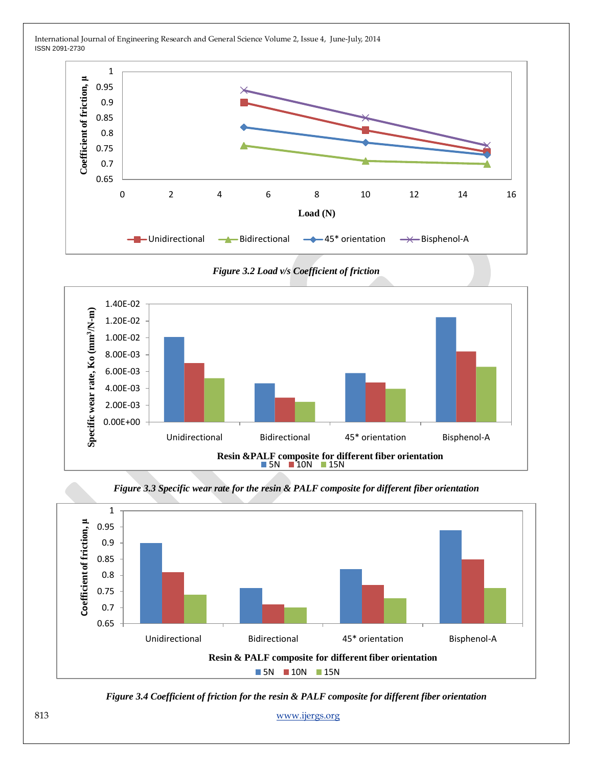Figure 3.2 Load v/s Coefficient of friction

Figure 3.3 Specific wear rate for the resin & PALF composite for different fiber orientation

Figure 3.4 Coefficient of friction for the resin & PALF composite for different fiber orientation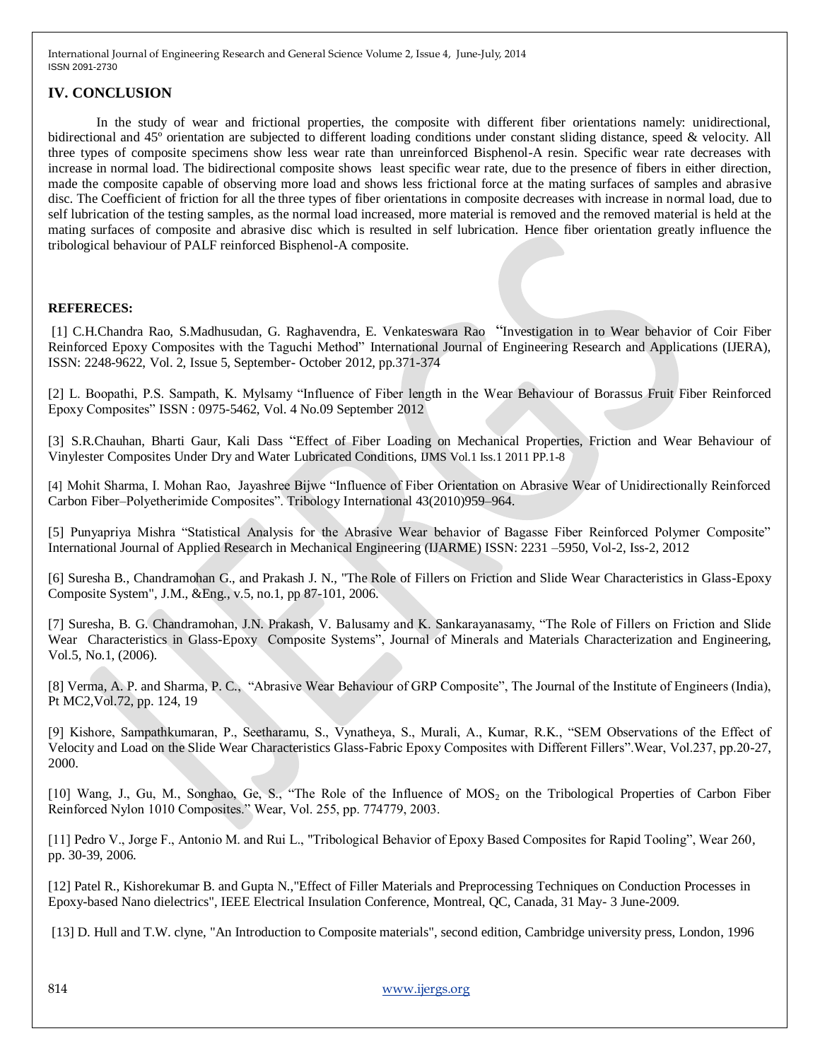## IV. CONCLUSION

In the study of wear and frictional properties, the composite with different fiber orientations namely: unidirectional, bidirectional and 45º orientation are subjected to different loading conditions under constant sliding distance, speed & velocity. All three types of composite specimens show less wear rate than unreinforced Bisphenol-A resin. Specific wear rate decreases with increase in normal load. The bidirectional composite shows least specific wear rate, due to the presence of fibers in either direction, made the composite capable of observing more load and shows less frictional force at the mating surfaces of samples and abrasive disc. The Coefficient of friction for all the three types of fiber orientations in composite decreases with increase in normal load, due to self lubrication of the testing samples, as the normal load increased, more material is removed and the removed material is held at the mating surfaces of composite and abrasive disc which is resulted in self lubrication. Hence fiber orientation greatly influence the tribological behaviour of PALF reinforced Bisphenol-A composite.

## REFERECES:

[1] C.H.Chandra Rao, S.Madhusudan, G. Raghavendra, E. Venkateswara Rao "Investigation in to Wear behavior of Coir Fiber Reinforced Epoxy Composites with the Taguchi Method" International Journal of Engineering Research and Applications (IJERA), ISSN: 2248-9622, Vol. 2, Issue 5, September- October 2012, pp.371-374

[2] L. Boopathi, P.S. Sampath, K. Mylsamy "Influence of Fiber length in the Wear Behaviour of Borassus Fruit Fiber Reinforced Epoxy Composites" ISSN : 0975-5462, Vol. 4 No.09 September 2012

[3] S.R.Chauhan, Bharti Gaur, Kali Dass "Effect of Fiber Loading on Mechanical Properties, Friction and Wear Behaviour of Vinylester Composites Under Dry and Water Lubricated Conditions, IJMS Vol.1 Iss.1 2011 PP.1-8

[4] Mohit Sharma, I. Mohan Rao, Jayashree Bijwe "Influence of Fiber Orientation on Abrasive Wear of Unidirectionally Reinforced Carbon Fiber–Polyetherimide Composites". Tribology International 43(2010)959–964.

[5] Punyapriya Mishra "Statistical Analysis for the Abrasive Wear behavior of Bagasse Fiber Reinforced Polymer Composite" International Journal of Applied Research in Mechanical Engineering (IJARME) ISSN: 2231 –5950, Vol-2, Iss-2, 2012

[6] Suresha B., Chandramohan G., and Prakash J. N., "The Role of Fillers on Friction and Slide Wear Characteristics in Glass-Epoxy Composite System", J.M., &Eng., v.5, no.1, pp 87-101, 2006.

[7] Suresha, B. G. Chandramohan, J.N. Prakash, V. Balusamy and K. Sankarayanasamy, "The Role of Fillers on Friction and Slide Wear Characteristics in Glass-Epoxy Composite Systems", Journal of Minerals and Materials Characterization and Engineering, Vol.5, No.1, (2006).

[8] Verma, A. P. and Sharma, P. C., "Abrasive Wear Behaviour of GRP Composite", The Journal of the Institute of Engineers (India), Pt MC2,Vol.72, pp. 124, 19

[9] Kishore, Sampathkumaran, P., Seetharamu, S., Vynatheya, S., Murali, A., Kumar, R.K., "SEM Observations of the Effect of Velocity and Load on the Slide Wear Characteristics Glass-Fabric Epoxy Composites with Different Fillers".Wear, Vol.237, pp.20-27, 2000.

[10] Wang, J., Gu, M., Songhao, Ge, S., "The Role of the Influence of $MOS_2$ on the Tribological Properties of Carbon Fiber Reinforced Nylon 1010 Composites." Wear, Vol. 255, pp. 774779, 2003.

[11] Pedro V., Jorge F., Antonio M. and Rui L., "Tribological Behavior of Epoxy Based Composites for Rapid Tooling", Wear 260, pp. 30-39, 2006.

[12] Patel R., Kishorekumar B. and Gupta N.,"Effect of Filler Materials and Preprocessing Techniques on Conduction Processes in Epoxy-based Nano dielectrics", IEEE Electrical Insulation Conference, Montreal, QC, Canada, 31 May- 3 June-2009.

[13] D. Hull and T.W. clyne, "An Introduction to Composite materials", second edition, Cambridge university press, London, 1996